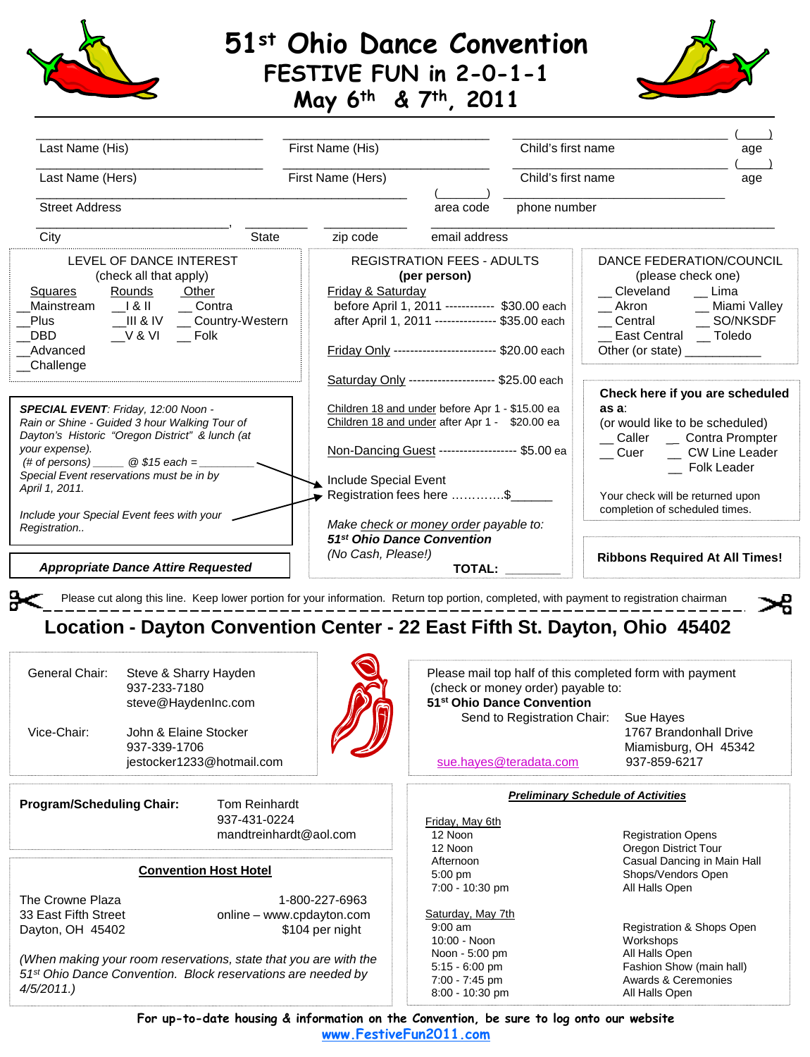# 51st Ohio Dance Convention

## FESTIVE FUN in 2-0-1-1

## May 6th & 7th, 2011

Last Name (His) ______ First Name (His) ______ Child's first name ______ (____) age

Last Name (Hers) ______ First Name (Hers) ______ Child's first name ______ (____) age

Street Address ______ (______) area code ______ phone number

City ______, State ______ zip code ______ email address ______

**LEVEL OF DANCE INTEREST**
(check all that apply)

| Squares | Rounds | Other |
|---|---|---|
| __Mainstream | __I & II | __ Contra |
| __Plus | __III & IV | __ Country-Western |
| __DBD | __V & VI | __ Folk |
| __Advanced | | |
| __Challenge | | |

**REGISTRATION FEES - ADULTS**
**(per person)**

Friday & Saturday
- before April 1, 2011 ------------ $30.00 each
- after April 1, 2011 --------------- $35.00 each

Friday Only ------------------------ $20.00 each

Saturday Only --------------------- $25.00 each

Children 18 and under before Apr 1 - $15.00 ea
Children 18 and under after Apr 1 - $20.00 ea

Non-Dancing Guest ------------------- $5.00 ea

Include Special Event Registration fees here ………….$______

*Make check or money order payable to:*
***51st Ohio Dance Convention***
*(No Cash, Please!)*

**TOTAL:** ________

**DANCE FEDERATION/COUNCIL**
(please check one)

| | |
|---|---|
| __ Cleveland | __ Lima |
| __ Akron | __ Miami Valley |
| __ Central | __ SO/NKSDF |
| __ East Central | __ Toledo |

Other (or state) ___________

***SPECIAL EVENT**: Friday, 12:00 Noon - Rain or Shine - Guided 3 hour Walking Tour of Dayton's Historic "Oregon District" & lunch (at your expense).*
*(# of persons) _____ @ $15 each = ________*
*Special Event reservations must be in by April 1, 2011.*

*Include your Special Event fees with your Registration..*

***Appropriate Dance Attire Requested***

**Check here if you are scheduled as a:**
(or would like to be scheduled)
- __ Caller
- __ Contra Prompter
- __ Cuer
- __ CW Line Leader
- __ Folk Leader

Your check will be returned upon completion of scheduled times.

**Ribbons Required At All Times!**

Please cut along this line. Keep lower portion for your information. Return top portion, completed, with payment to registration chairman

## Location - Dayton Convention Center - 22 East Fifth St. Dayton, Ohio 45402

General Chair: Steve & Sharry Hayden
937-233-7180
steve@HaydenInc.com

Vice-Chair: John & Elaine Stocker
937-339-1706
jestocker1233@hotmail.com

Please mail top half of this completed form with payment (check or money order) payable to:
**51st Ohio Dance Convention**
Send to Registration Chair: Sue Hayes
1767 Brandonhall Drive
Miamisburg, OH 45342
937-859-6217
sue.hayes@teradata.com

**Program/Scheduling Chair:** Tom Reinhardt
937-431-0224
mandtreinhardt@aol.com

**Convention Host Hotel**

The Crowne Plaza
33 East Fifth Street
Dayton, OH 45402
1-800-227-6963
online – www.cpdayton.com
$104 per night

*(When making your room reservations, state that you are with the 51st Ohio Dance Convention. Block reservations are needed by 4/5/2011.)*

***Preliminary Schedule of Activities***

Friday, May 6th

| | |
|---|---|
| 12 Noon | Registration Opens |
| 12 Noon | Oregon District Tour |
| Afternoon | Casual Dancing in Main Hall |
| 5:00 pm | Shops/Vendors Open |
| 7:00 - 10:30 pm | All Halls Open |

Saturday, May 7th

| | |
|---|---|
| 9:00 am | Registration & Shops Open |
| 10:00 - Noon | Workshops |
| Noon - 5:00 pm | All Halls Open |
| 5:15 - 6:00 pm | Fashion Show (main hall) |
| 7:00 - 7:45 pm | Awards & Ceremonies |
| 8:00 - 10:30 pm | All Halls Open |

**For up-to-date housing & information on the Convention, be sure to log onto our website**
**www.FestiveFun2011.com**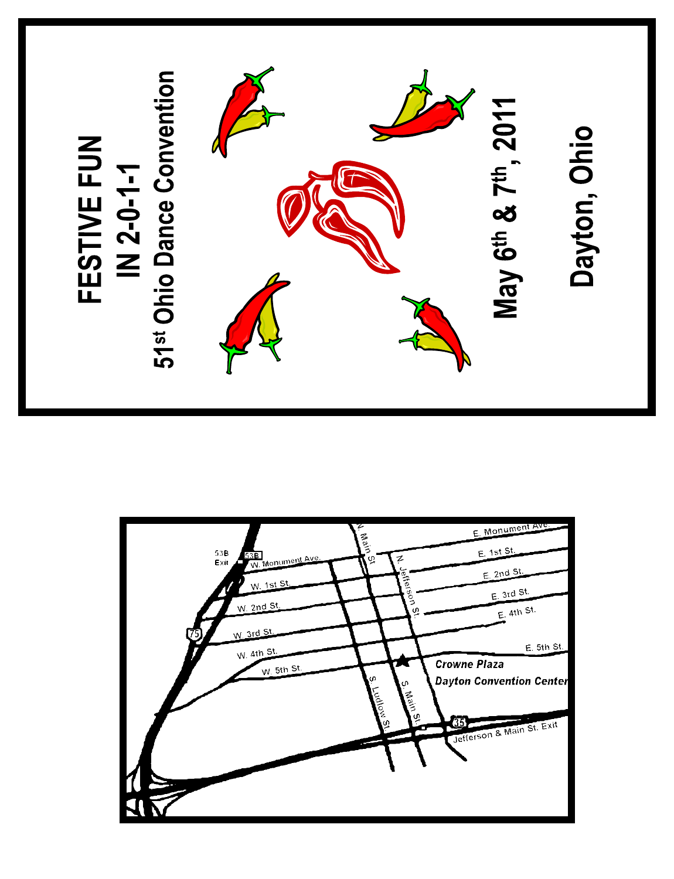# FESTIVE FUN
# IN 2-0-1-1

## 51st Ohio Dance Convention

**May 6th & 7th, 2011**

**Dayton, Ohio**

53B Exit
53B
W. Monument Ave.
W. 1st St.
W. 2nd St.
75
W. 3rd St.
W. 4th St.
W. 5th St.
N. Main St.
N. Jefferson St.
E. Monument Ave.
E. 1st St.
E. 2nd St.
E. 3rd St.
E. 4th St.
E. 5th St.
*Crowne Plaza*
*Dayton Convention Center*
S. Ludlow St.
S. Main St.
35
Jefferson & Main St. Exit